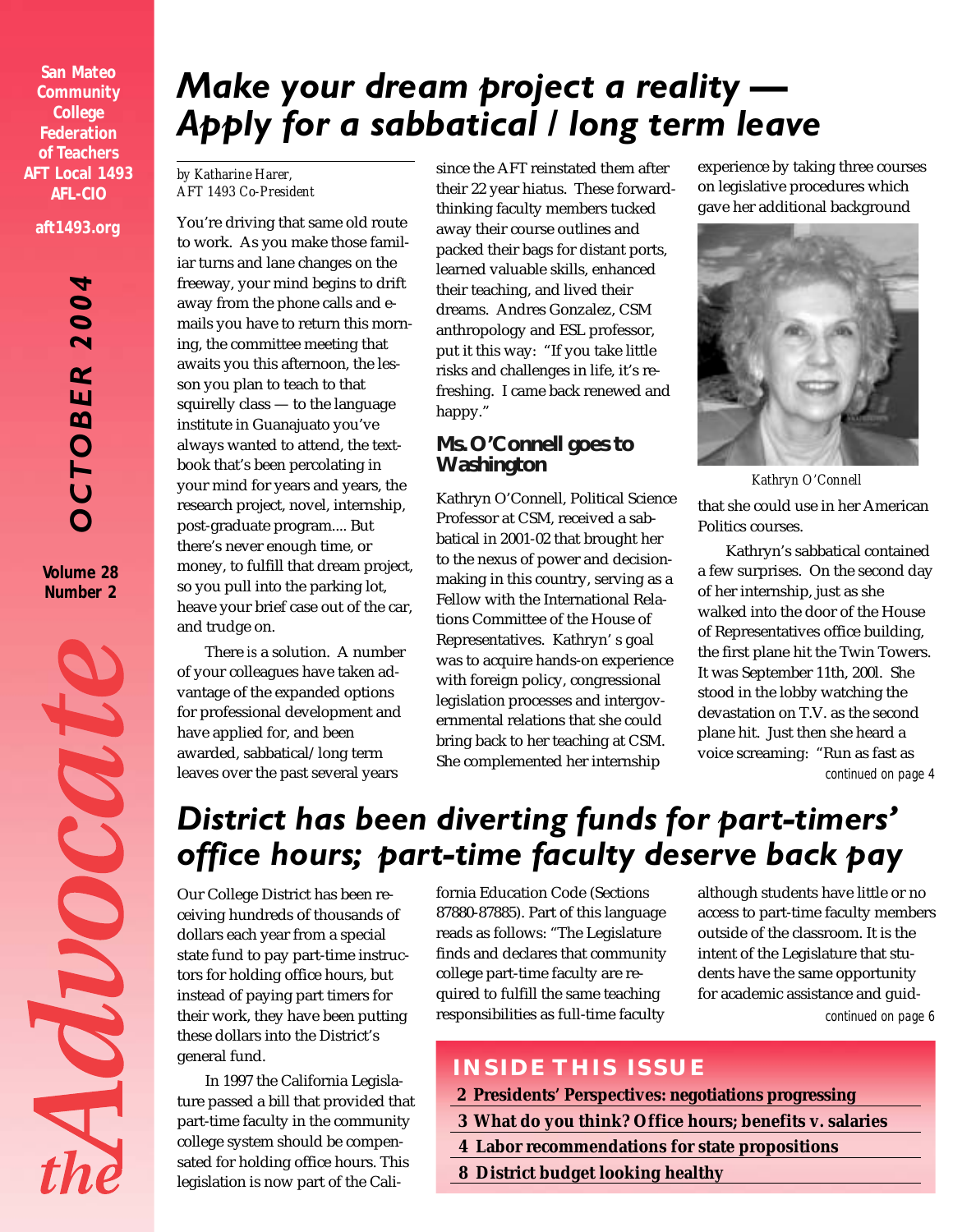San Mateo Community College Federation of Teachers
AFT Local 1493
AFL-CIO

aft1493.org

**OCTOBER 2004**

Volume 28
Number 2

*the Advocate*

# *Make your dream project a reality — Apply for a sabbatical / long term leave*

*by Katharine Harer, AFT 1493 Co-President*

You're driving that same old route to work. As you make those familiar turns and lane changes on the freeway, your mind begins to drift away from the phone calls and e-mails you have to return this morning, the committee meeting that awaits you this afternoon, the lesson you plan to teach to that squirelly class — to the language institute in Guanajuato you've always wanted to attend, the textbook that's been percolating in your mind for years and years, the research project, novel, internship, post-graduate program.... But there's never enough time, or money, to fulfill that dream project, so you pull into the parking lot, heave your brief case out of the car, and trudge on.

There *is* a solution. A number of your colleagues have taken advantage of the expanded options for professional development and have applied for, and been awarded, sabbatical/long term leaves over the past several years since the AFT reinstated them after their 22 year hiatus. These forward-thinking faculty members tucked away their course outlines and packed their bags for distant ports, learned valuable skills, enhanced their teaching, and lived their dreams. Andres Gonzalez, CSM anthropology and ESL professor, put it this way: "If you take little risks and challenges in life, it's refreshing. I came back renewed and happy."

## Ms. O'Connell goes to Washington

Kathryn O'Connell, Political Science Professor at CSM, received a sabbatical in 2001-02 that brought her to the nexus of power and decision-making in this country, serving as a Fellow with the International Relations Committee of the House of Representatives. Kathryn' s goal was to acquire hands-on experience with foreign policy, congressional legislation processes and intergovernmental relations that she could bring back to her teaching at CSM. She complemented her internship experience by taking three courses on legislative procedures which gave her additional background that she could use in her American Politics courses.

*Kathryn O'Connell*

Kathryn's sabbatical contained a few surprises. On the second day of her internship, just as she walked into the door of the House of Representatives office building, the first plane hit the Twin Towers. It was September 11th, 200l. She stood in the lobby watching the devastation on T.V. as the second plane hit. Just then she heard a voice screaming: "Run as fast as

*continued on page 4*

# *District has been diverting funds for part-timers' office hours; part-time faculty deserve back pay*

Our College District has been receiving hundreds of thousands of dollars each year from a special state fund to pay part-time instructors for holding office hours, but instead of paying part timers for their work, they have been putting these dollars into the District's general fund.

In 1997 the California Legislature passed a bill that provided that part-time faculty in the community college system should be compensated for holding office hours. This legislation is now part of the California Education Code (Sections 87880-87885). Part of this language reads as follows: "The Legislature finds and declares that community college part-time faculty are required to fulfill the same teaching responsibilities as full-time faculty although students have little or no access to part-time faculty members outside of the classroom. It is the intent of the Legislature that students have the same opportunity for academic assistance and guid-

*continued on page 6*

## INSIDE THIS ISSUE

- **2 Presidents' Perspectives: negotiations progressing**
- **3 What do you think? Office hours; benefits v. salaries**
- **4 Labor recommendations for state propositions**
- **8 District budget looking healthy**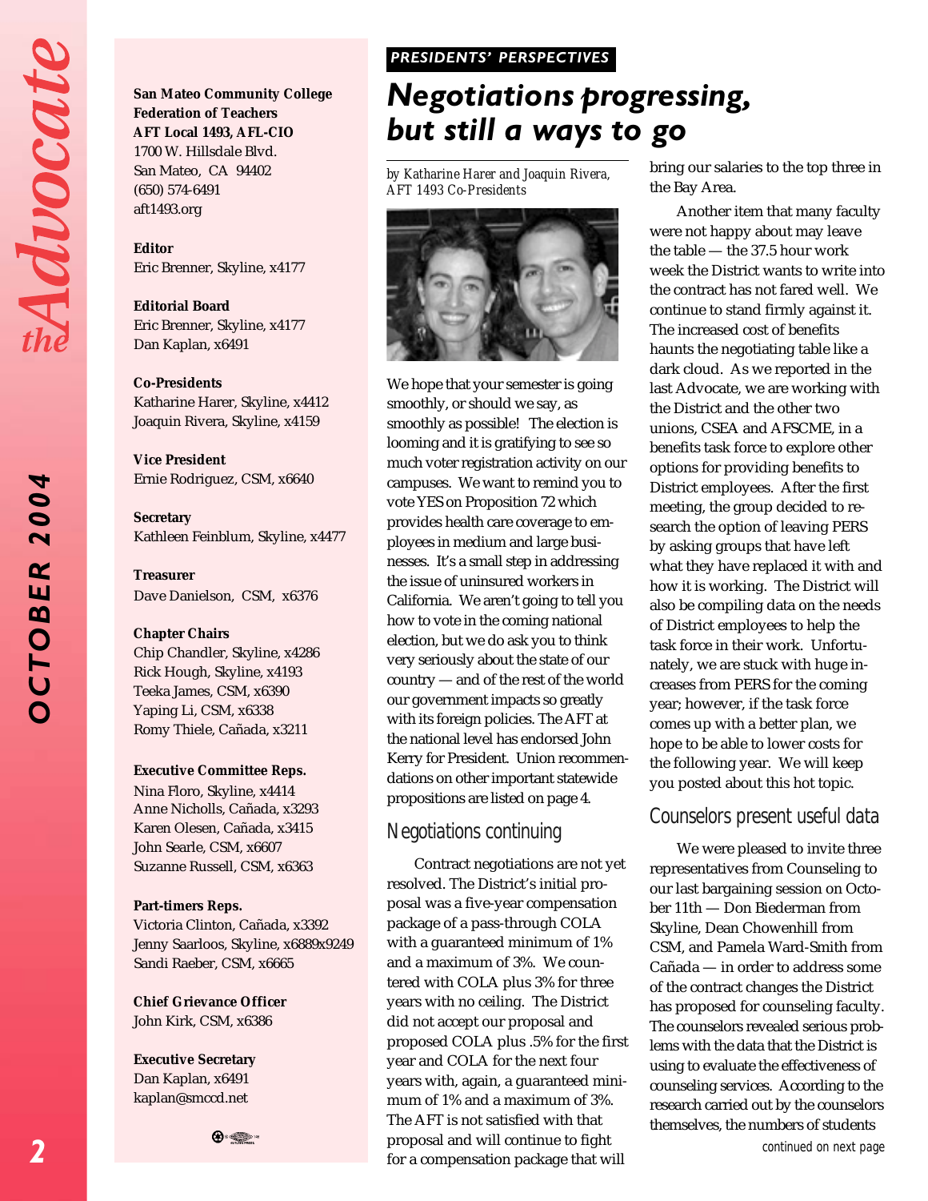**San Mateo Community College Federation of Teachers**
**AFT Local 1493, AFL-CIO**
1700 W. Hillsdale Blvd.
San Mateo, CA 94402
(650) 574-6491
aft1493.org

**Editor**
Eric Brenner, Skyline, x4177

**Editorial Board**
Eric Brenner, Skyline, x4177
Dan Kaplan, x6491

**Co-Presidents**
Katharine Harer, Skyline, x4412
Joaquin Rivera, Skyline, x4159

**Vice President**
Ernie Rodriguez, CSM, x6640

**Secretary**
Kathleen Feinblum, Skyline, x4477

**Treasurer**
Dave Danielson, CSM, x6376

**Chapter Chairs**
Chip Chandler, Skyline, x4286
Rick Hough, Skyline, x4193
Teeka James, CSM, x6390
Yaping Li, CSM, x6338
Romy Thiele, Cañada, x3211

**Executive Committee Reps.**
Nina Floro, Skyline, x4414
Anne Nicholls, Cañada, x3293
Karen Olesen, Cañada, x3415
John Searle, CSM, x6607
Suzanne Russell, CSM, x6363

**Part-timers Reps.**
Victoria Clinton, Cañada, x3392
Jenny Saarloos, Skyline, x6889x9249
Sandi Raeber, CSM, x6665

**Chief Grievance Officer**
John Kirk, CSM, x6386

**Executive Secretary**
Dan Kaplan, x6491
kaplan@smccd.net

**PRESIDENTS' PERSPECTIVES**

# Negotiations progressing, but still a ways to go

*by Katharine Harer and Joaquin Rivera, AFT 1493 Co-Presidents*

We hope that your semester is going smoothly, or should we say, as smoothly as possible! The election is looming and it is gratifying to see so much voter registration activity on our campuses. We want to remind you to vote YES on Proposition 72 which provides health care coverage to employees in medium and large businesses. It's a small step in addressing the issue of uninsured workers in California. We aren't going to tell you how to vote in the coming national election, but we do ask you to think very seriously about the state of our country — and of the rest of the world our government impacts so greatly with its foreign policies. The AFT at the national level has endorsed John Kerry for President. Union recommendations on other important statewide propositions are listed on page 4.

## Negotiations continuing

Contract negotiations are not yet resolved. The District's initial proposal was a five-year compensation package of a pass-through COLA with a guaranteed minimum of 1% and a maximum of 3%. We countered with COLA plus 3% for three years with no ceiling. The District did not accept our proposal and proposed COLA plus .5% for the first year and COLA for the next four years with, again, a guaranteed minimum of 1% and a maximum of 3%. The AFT is not satisfied with that proposal and will continue to fight for a compensation package that will bring our salaries to the top three in the Bay Area.

Another item that many faculty were not happy about may leave the table — the 37.5 hour work week the District wants to write into the contract has not fared well. We continue to stand firmly against it. The increased cost of benefits haunts the negotiating table like a dark cloud. As we reported in the last Advocate, we are working with the District and the other two unions, CSEA and AFSCME, in a benefits task force to explore other options for providing benefits to District employees. After the first meeting, the group decided to research the option of leaving PERS by asking groups that have left what they have replaced it with and how it is working. The District will also be compiling data on the needs of District employees to help the task force in their work. Unfortunately, we are stuck with huge increases from PERS for the coming year; however, if the task force comes up with a better plan, we hope to be able to lower costs for the following year. We will keep you posted about this hot topic.

## Counselors present useful data

We were pleased to invite three representatives from Counseling to our last bargaining session on October 11th — Don Biederman from Skyline, Dean Chowenhill from CSM, and Pamela Ward-Smith from Cañada — in order to address some of the contract changes the District has proposed for counseling faculty. The counselors revealed serious problems with the data that the District is using to evaluate the effectiveness of counseling services. According to the research carried out by the counselors themselves, the numbers of students

*continued on next page*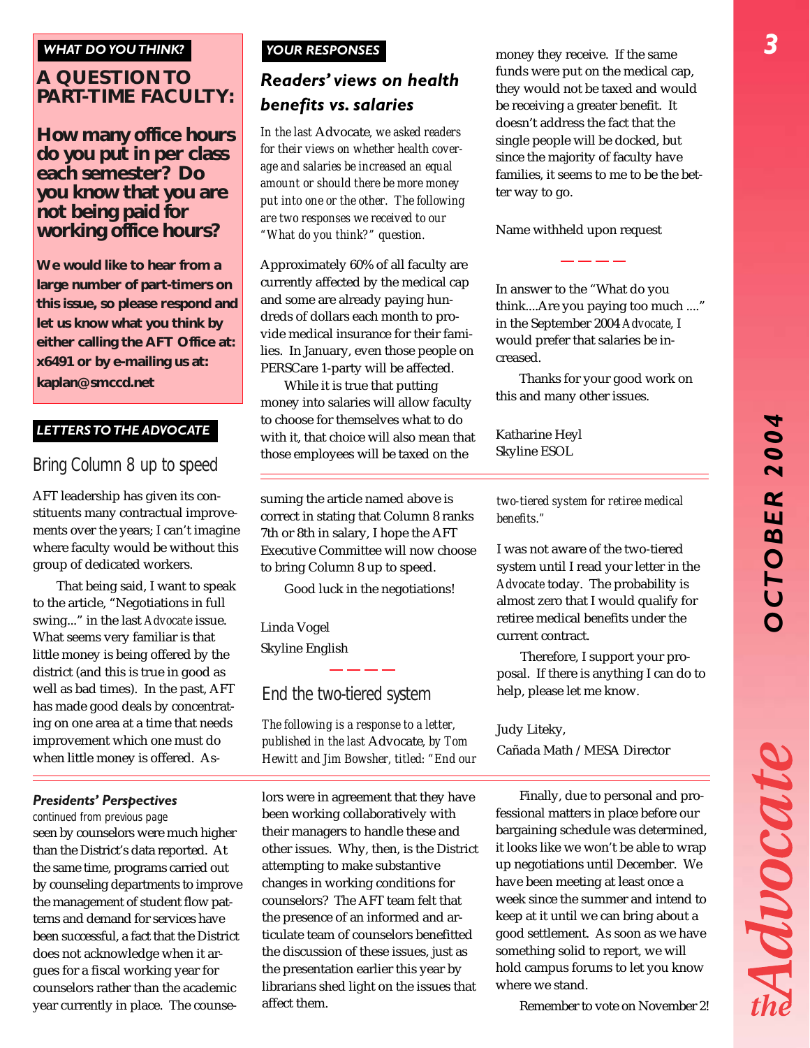*WHAT DO YOU THINK?*

## A QUESTION TO PART-TIME FACULTY:

### How many office hours do you put in per class each semester? Do you know that you are not being paid for working office hours?

**We would like to hear from a large number of part-timers on this issue, so please respond and let us know what you think by either calling the AFT Office at: x6491 or by e-mailing us at: kaplan@smccd.net**

*YOUR RESPONSES*

## Readers' views on health benefits vs. salaries

*In the last* Advocate, *we asked readers for their views on whether health coverage and salaries be increased an equal amount or should there be more money put into one or the other. The following are two responses we received to our "What do you think?" question.*

Approximately 60% of all faculty are currently affected by the medical cap and some are already paying hundreds of dollars each month to provide medical insurance for their families. In January, even those people on PERSCare 1-party will be affected.

While it is true that putting money into salaries will allow faculty to choose for themselves what to do with it, that choice will also mean that those employees will be taxed on the money they receive. If the same funds were put on the medical cap, they would not be taxed and would be receiving a greater benefit. It doesn't address the fact that the single people will be docked, but since the majority of faculty have families, it seems to me to be the better way to go.

Name withheld upon request

— — — —

In answer to the "What do you think....Are you paying too much ...." in the September 2004 *Advocate*, I would prefer that salaries be increased.

Thanks for your good work on this and many other issues.

Katharine Heyl
Skyline ESOL

*LETTERS TO THE ADVOCATE*

## Bring Column 8 up to speed

AFT leadership has given its constituents many contractual improvements over the years; I can't imagine where faculty would be without this group of dedicated workers.

That being said, I want to speak to the article, "Negotiations in full swing..." in the last *Advocate* issue. What seems very familiar is that little money is being offered by the district (and this is true in good as well as bad times). In the past, AFT has made good deals by concentrating on one area at a time that needs improvement which one must do when little money is offered. Assuming the article named above is correct in stating that Column 8 ranks 7th or 8th in salary, I hope the AFT Executive Committee will now choose to bring Column 8 up to speed.

Good luck in the negotiations!

Linda Vogel
Skyline English

— — — —

## End the two-tiered system

*The following is a response to a letter, published in the last* Advocate, *by Tom Hewitt and Jim Bowsher, titled: "End our two-tiered system for retiree medical benefits."*

I was not aware of the two-tiered system until I read your letter in the *Advocate* today. The probability is almost zero that I would qualify for retiree medical benefits under the current contract.

Therefore, I support your proposal. If there is anything I can do to help, please let me know.

Judy Liteky,
Cañada Math / MESA Director

### Presidents' Perspectives

continued from previous page

seen by counselors were much higher than the District's data reported. At the same time, programs carried out by counseling departments to improve the management of student flow patterns and demand for services have been successful, a fact that the District does not acknowledge when it argues for a fiscal working year for counselors rather than the academic year currently in place. The counselors were in agreement that they have been working collaboratively with their managers to handle these and other issues. Why, then, is the District attempting to make substantive changes in working conditions for counselors? The AFT team felt that the presence of an informed and articulate team of counselors benefitted the discussion of these issues, just as the presentation earlier this year by librarians shed light on the issues that affect them.

Finally, due to personal and professional matters in place before our bargaining schedule was determined, it looks like we won't be able to wrap up negotiations until December. We have been meeting at least once a week since the summer and intend to keep at it until we can bring about a good settlement. As soon as we have something solid to report, we will hold campus forums to let you know where we stand.

Remember to vote on November 2!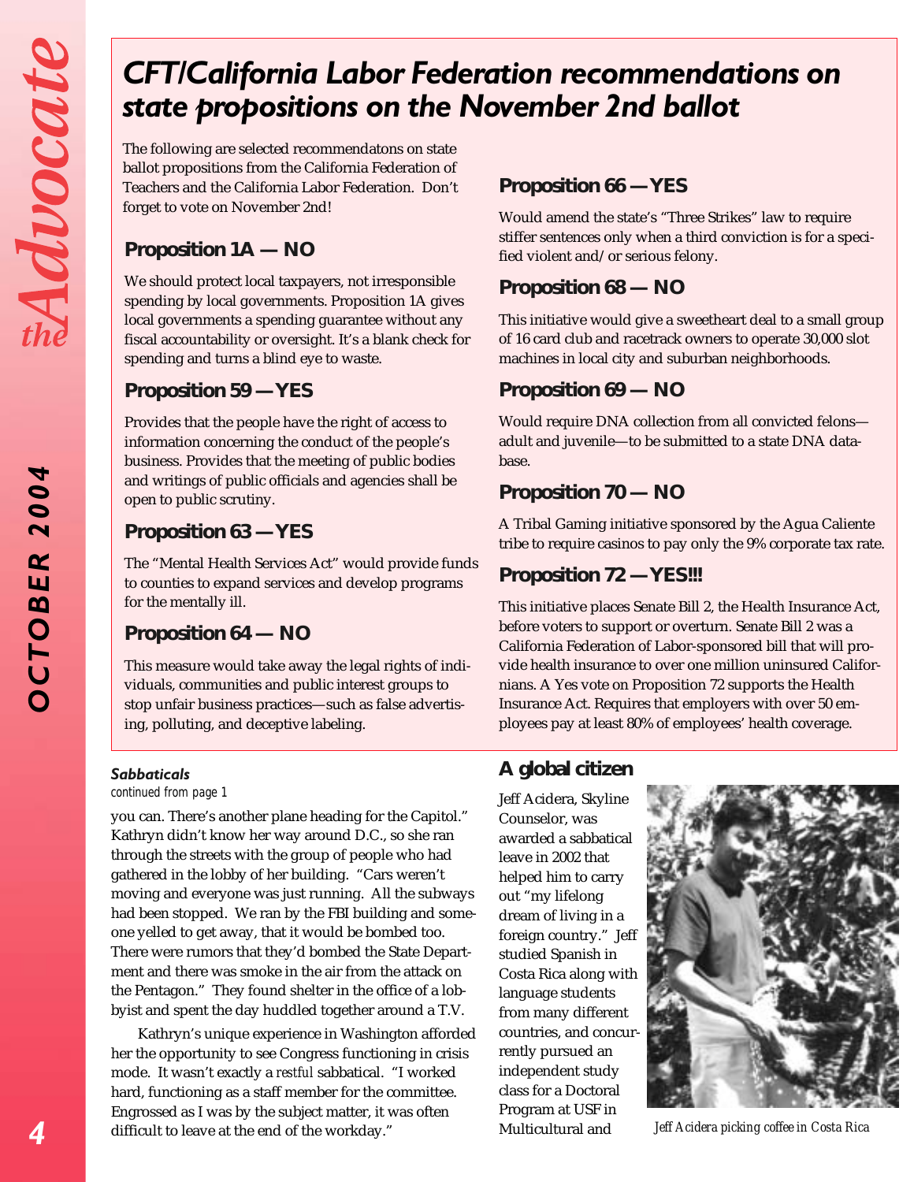# CFT/California Labor Federation recommendations on state propositions on the November 2nd ballot

The following are selected recommendatons on state ballot propositions from the California Federation of Teachers and the California Labor Federation. Don't forget to vote on November 2nd!

### Proposition 1A — NO

We should protect local taxpayers, not irresponsible spending by local governments. Proposition 1A gives local governments a spending guarantee without any fiscal accountability or oversight. It's a blank check for spending and turns a blind eye to waste.

### Proposition 59 — YES

Provides that the people have the right of access to information concerning the conduct of the people's business. Provides that the meeting of public bodies and writings of public officials and agencies shall be open to public scrutiny.

### Proposition 63 — YES

The "Mental Health Services Act" would provide funds to counties to expand services and develop programs for the mentally ill.

### Proposition 64 — NO

This measure would take away the legal rights of individuals, communities and public interest groups to stop unfair business practices—such as false advertising, polluting, and deceptive labeling.

### Proposition 66 — YES

Would amend the state's "Three Strikes" law to require stiffer sentences only when a third conviction is for a specified violent and/or serious felony.

### Proposition 68 — NO

This initiative would give a sweetheart deal to a small group of 16 card club and racetrack owners to operate 30,000 slot machines in local city and suburban neighborhoods.

### Proposition 69 — NO

Would require DNA collection from all convicted felons—adult and juvenile—to be submitted to a state DNA database.

### Proposition 70 — NO

A Tribal Gaming initiative sponsored by the Agua Caliente tribe to require casinos to pay only the 9% corporate tax rate.

### Proposition 72 — YES!!!

This initiative places Senate Bill 2, the Health Insurance Act, before voters to support or overturn. Senate Bill 2 was a California Federation of Labor-sponsored bill that will provide health insurance to over one million uninsured Californians. A Yes vote on Proposition 72 supports the Health Insurance Act. Requires that employers with over 50 employees pay at least 80% of employees' health coverage.

***Sabbaticals***

continued from page 1

you can. There's another plane heading for the Capitol." Kathryn didn't know her way around D.C., so she ran through the streets with the group of people who had gathered in the lobby of her building. "Cars weren't moving and everyone was just running. All the subways had been stopped. We ran by the FBI building and someone yelled to get away, that it would be bombed too. There were rumors that they'd bombed the State Department and there was smoke in the air from the attack on the Pentagon." They found shelter in the office of a lobbyist and spent the day huddled together around a T.V.

Kathryn's unique experience in Washington afforded her the opportunity to see Congress functioning in crisis mode. It wasn't exactly a *restful* sabbatical. "I worked hard, functioning as a staff member for the committee. Engrossed as I was by the subject matter, it was often difficult to leave at the end of the workday."

## A global citizen

Jeff Acidera, Skyline Counselor, was awarded a sabbatical leave in 2002 that helped him to carry out "my lifelong dream of living in a foreign country." Jeff studied Spanish in Costa Rica along with language students from many different countries, and concurrently pursued an independent study class for a Doctoral Program at USF in Multicultural and

*Jeff Acidera picking coffee in Costa Rica*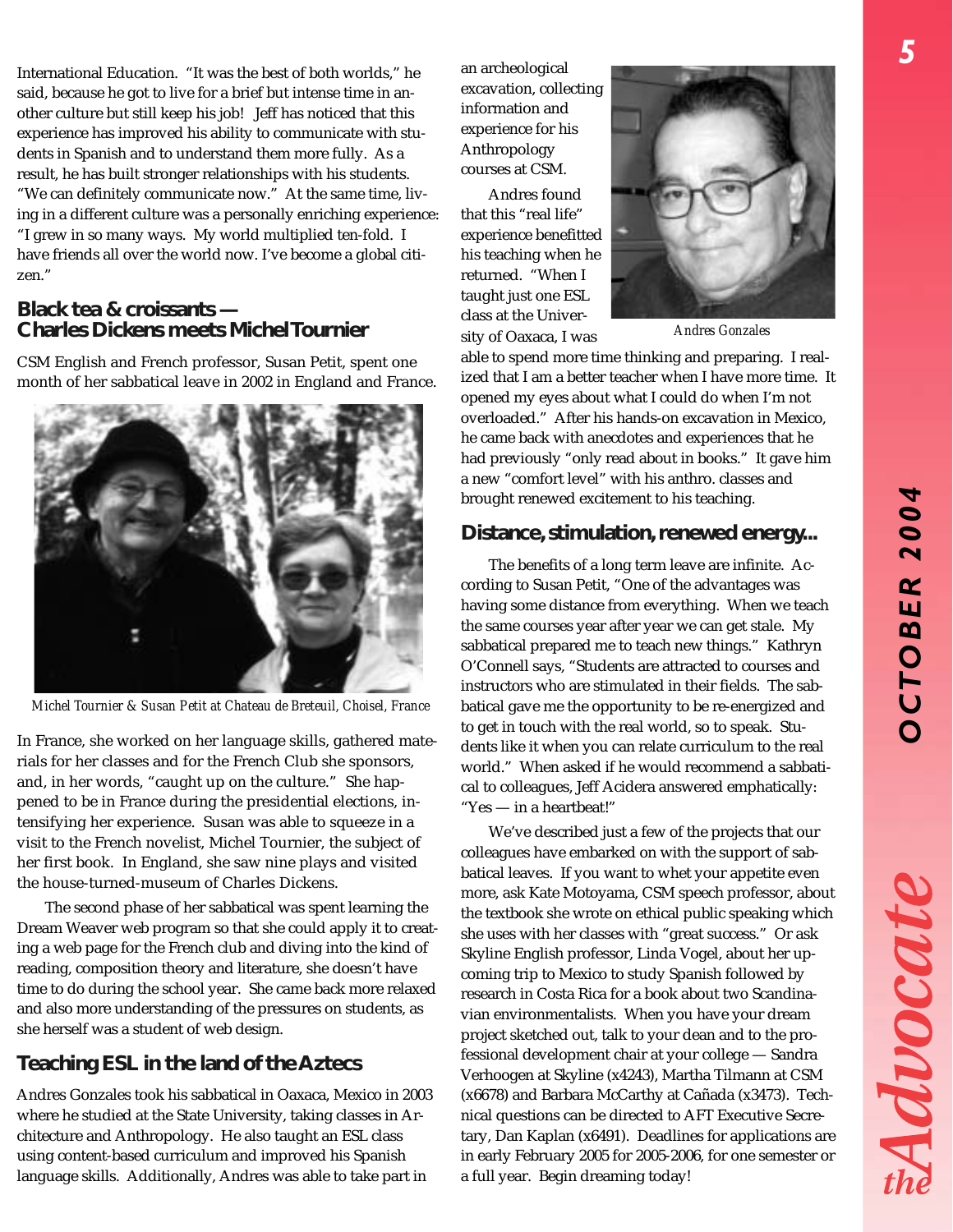International Education. "It was the best of both worlds," he said, because he got to live for a brief but intense time in another culture but still keep his job! Jeff has noticed that this experience has improved his ability to communicate with students in Spanish and to understand them more fully. As a result, he has built stronger relationships with his students. "We can definitely communicate now." At the same time, living in a different culture was a personally enriching experience: "I grew in so many ways. My world multiplied ten-fold. I have friends all over the world now. I've become a global citizen."

## Black tea & croissants — Charles Dickens meets Michel Tournier

CSM English and French professor, Susan Petit, spent one month of her sabbatical leave in 2002 in England and France.

*Michel Tournier & Susan Petit at Chateau de Breteuil, Choisel, France*

In France, she worked on her language skills, gathered materials for her classes and for the French Club she sponsors, and, in her words, "caught up on the culture." She happened to be in France during the presidential elections, intensifying her experience. Susan was able to squeeze in a visit to the French novelist, Michel Tournier, the subject of her first book. In England, she saw nine plays and visited the house-turned-museum of Charles Dickens.

The second phase of her sabbatical was spent learning the Dream Weaver web program so that she could apply it to creating a web page for the French club and diving into the kind of reading, composition theory and literature, she doesn't have time to do during the school year. She came back more relaxed and also more understanding of the pressures on students, as she herself was a student of web design.

## Teaching ESL in the land of the Aztecs

Andres Gonzales took his sabbatical in Oaxaca, Mexico in 2003 where he studied at the State University, taking classes in Architecture and Anthropology. He also taught an ESL class using content-based curriculum and improved his Spanish language skills. Additionally, Andres was able to take part in an archeological excavation, collecting information and experience for his Anthropology courses at CSM.

*Andres Gonzales*

Andres found that this "real life" experience benefitted his teaching when he returned. "When I taught just one ESL class at the University of Oaxaca, I was able to spend more time thinking and preparing. I realized that I am a better teacher when I have more time. It opened my eyes about what I could do when I'm not overloaded." After his hands-on excavation in Mexico, he came back with anecdotes and experiences that he had previously "only read about in books." It gave him a new "comfort level" with his anthro. classes and brought renewed excitement to his teaching.

## Distance, stimulation, renewed energy...

The benefits of a long term leave are infinite. According to Susan Petit, "One of the advantages was having some distance from everything. When we teach the same courses year after year we can get stale. My sabbatical prepared me to teach new things." Kathryn O'Connell says, "Students are attracted to courses and instructors who are stimulated in their fields. The sabbatical gave me the opportunity to be re-energized and to get in touch with the real world, so to speak. Students like it when you can relate curriculum to the real world." When asked if he would recommend a sabbatical to colleagues, Jeff Acidera answered emphatically: "Yes — in a heartbeat!"

We've described just a few of the projects that our colleagues have embarked on with the support of sabbatical leaves. If you want to whet your appetite even more, ask Kate Motoyama, CSM speech professor, about the textbook she wrote on ethical public speaking which she uses with her classes with "great success." Or ask Skyline English professor, Linda Vogel, about her upcoming trip to Mexico to study Spanish followed by research in Costa Rica for a book about two Scandinavian environmentalists. When you have your dream project sketched out, talk to your dean and to the professional development chair at your college — Sandra Verhoogen at Skyline (x4243), Martha Tilmann at CSM (x6678) and Barbara McCarthy at Cañada (x3473). Technical questions can be directed to AFT Executive Secretary, Dan Kaplan (x6491). Deadlines for applications are in early February 2005 for 2005-2006, for one semester or a full year. Begin dreaming today!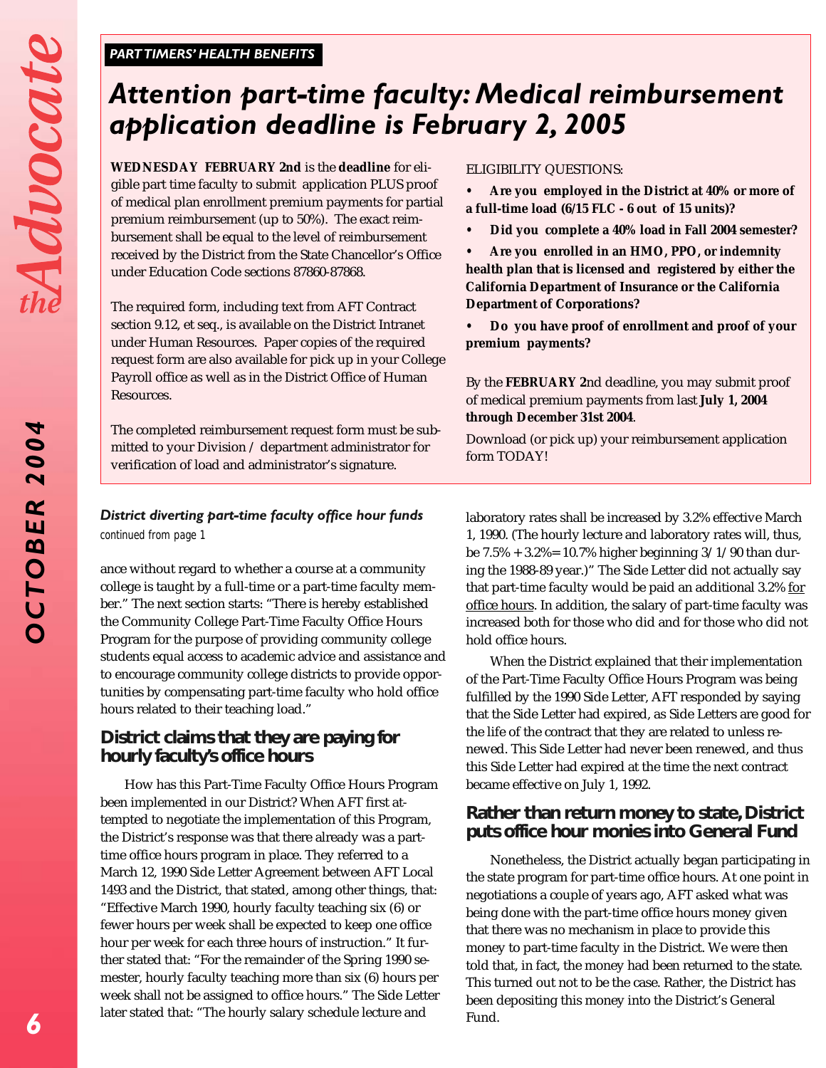**PART TIMERS' HEALTH BENEFITS**

# *Attention part-time faculty: Medical reimbursement application deadline is February 2, 2005*

**WEDNESDAY FEBRUARY 2nd** is the **deadline** for eligible part time faculty to submit application PLUS proof of medical plan enrollment premium payments for partial premium reimbursement (up to 50%). The exact reimbursement shall be equal to the level of reimbursement received by the District from the State Chancellor's Office under Education Code sections 87860-87868.

The required form, including text from AFT Contract section 9.12, et seq., is available on the District Intranet under Human Resources. Paper copies of the required request form are also available for pick up in your College Payroll office as well as in the District Office of Human Resources.

The completed reimbursement request form must be submitted to your Division / department administrator for verification of load and administrator's signature.

ELIGIBILITY QUESTIONS:

- **Are you employed in the District at 40% or more of a full-time load (6/15 FLC - 6 out of 15 units)?**
- **Did you complete a 40% load in Fall 2004 semester?**
- **Are you enrolled in an HMO, PPO, or indemnity health plan that is licensed and registered by either the California Department of Insurance or the California Department of Corporations?**
- **Do you have proof of enrollment and proof of your premium payments?**

By the **FEBRUARY 2**nd deadline, you may submit proof of medical premium payments from last **July 1, 2004 through December 31st 2004**.

Download (or pick up) your reimbursement application form TODAY!

### *District diverting part-time faculty office hour funds*

continued from page 1

ance without regard to whether a course at a community college is taught by a full-time or a part-time faculty member." The next section starts: "There is hereby established the Community College Part-Time Faculty Office Hours Program for the purpose of providing community college students equal access to academic advice and assistance and to encourage community college districts to provide opportunities by compensating part-time faculty who hold office hours related to their teaching load."

## District claims that they are paying for hourly faculty's office hours

How has this Part-Time Faculty Office Hours Program been implemented in our District? When AFT first attempted to negotiate the implementation of this Program, the District's response was that there already was a part-time office hours program in place. They referred to a March 12, 1990 Side Letter Agreement between AFT Local 1493 and the District, that stated, among other things, that: "Effective March 1990, hourly faculty teaching six (6) or fewer hours per week shall be expected to keep one office hour per week for each three hours of instruction." It further stated that: "For the remainder of the Spring 1990 semester, hourly faculty teaching more than six (6) hours per week shall not be assigned to office hours." The Side Letter later stated that: "The hourly salary schedule lecture and laboratory rates shall be increased by 3.2% effective March 1, 1990. (The hourly lecture and laboratory rates will, thus, be 7.5% + 3.2%= 10.7% higher beginning 3/1/90 than during the 1988-89 year.)" The Side Letter did not actually say that part-time faculty would be paid an additional 3.2% <u>for office hours</u>. In addition, the salary of part-time faculty was increased both for those who did and for those who did not hold office hours.

When the District explained that their implementation of the Part-Time Faculty Office Hours Program was being fulfilled by the 1990 Side Letter, AFT responded by saying that the Side Letter had expired, as Side Letters are good for the life of the contract that they are related to unless renewed. This Side Letter had never been renewed, and thus this Side Letter had expired at the time the next contract became effective on July 1, 1992.

## Rather than return money to state, District puts office hour monies into General Fund

Nonetheless, the District actually began participating in the state program for part-time office hours. At one point in negotiations a couple of years ago, AFT asked what was being done with the part-time office hours money given that there was no mechanism in place to provide this money to part-time faculty in the District. We were then told that, in fact, the money had been returned to the state. This turned out not to be the case. Rather, the District has been depositing this money into the District's General Fund.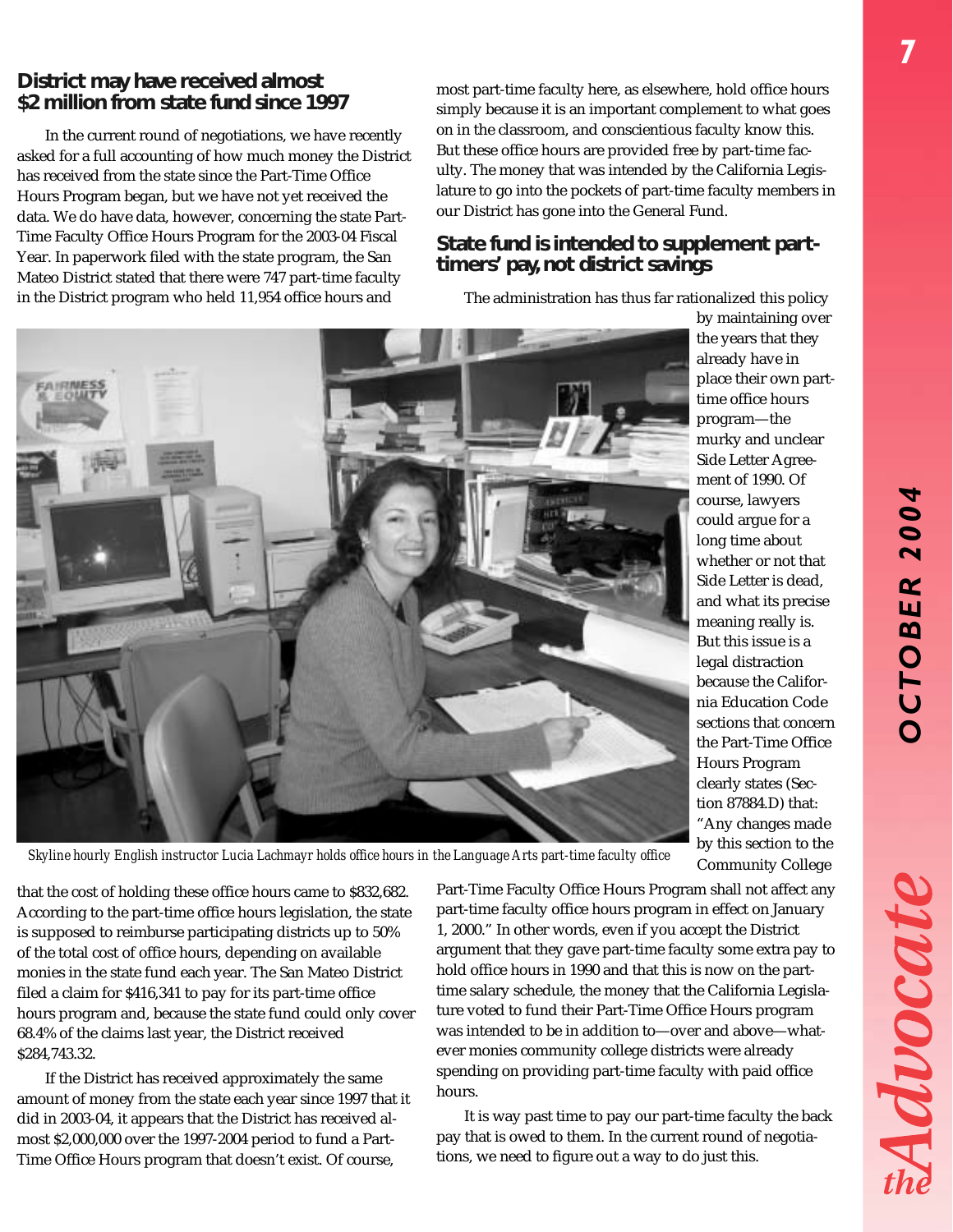## District may have received almost $2 million from state fund since 1997

In the current round of negotiations, we have recently asked for a full accounting of how much money the District has received from the state since the Part-Time Office Hours Program began, but we have not yet received the data. We do have data, however, concerning the state Part-Time Faculty Office Hours Program for the 2003-04 Fiscal Year. In paperwork filed with the state program, the San Mateo District stated that there were 747 part-time faculty in the District program who held 11,954 office hours and that the cost of holding these office hours came to $832,682. According to the part-time office hours legislation, the state is supposed to reimburse participating districts up to 50% of the total cost of office hours, depending on available monies in the state fund each year. The San Mateo District filed a claim for $416,341 to pay for its part-time office hours program and, because the state fund could only cover 68.4% of the claims last year, the District received $284,743.32.

If the District has received approximately the same amount of money from the state each year since 1997 that it did in 2003-04, it appears that the District has received almost $2,000,000 over the 1997-2004 period to fund a Part-Time Office Hours program that doesn't exist. Of course, most part-time faculty here, as elsewhere, hold office hours simply because it is an important complement to what goes on in the classroom, and conscientious faculty know this. But these office hours are provided free by part-time faculty. The money that was intended by the California Legislature to go into the pockets of part-time faculty members in our District has gone into the General Fund.

## State fund is intended to supplement part-timers' pay, not district savings

The administration has thus far rationalized this policy by maintaining over the years that they already have in place their own part-time office hours program—the murky and unclear Side Letter Agreement of 1990. Of course, lawyers could argue for a long time about whether or not that Side Letter is dead, and what its precise meaning really is. But this issue is a legal distraction because the California Education Code sections that concern the Part-Time Office Hours Program clearly states (Section 87884.D) that: "Any changes made by this section to the Community College Part-Time Faculty Office Hours Program shall not affect any part-time faculty office hours program in effect on January 1, 2000." In other words, even if you accept the District argument that they gave part-time faculty some extra pay to hold office hours in 1990 and that this is now on the part-time salary schedule, the money that the California Legislature voted to fund their Part-Time Office Hours program was intended to be in addition to—over and above—whatever monies community college districts were already spending on providing part-time faculty with paid office hours.

It is way past time to pay our part-time faculty the back pay that is owed to them. In the current round of negotiations, we need to figure out a way to do just this.

*Skyline hourly English instructor Lucia Lachmayr holds office hours in the Language Arts part-time faculty office*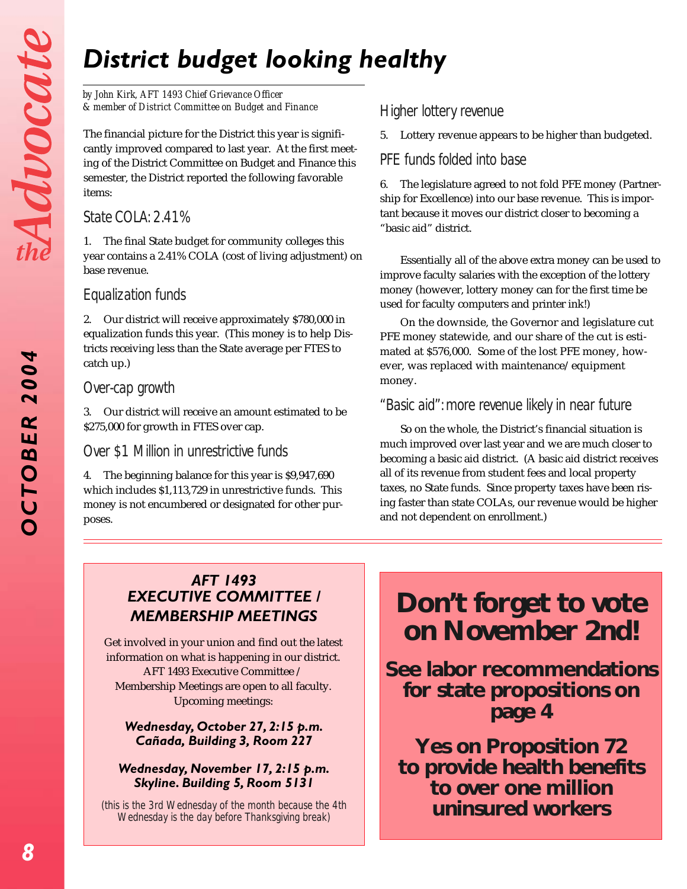# District budget looking healthy

*by John Kirk, AFT 1493 Chief Grievance Officer & member of District Committee on Budget and Finance*

The financial picture for the District this year is significantly improved compared to last year. At the first meeting of the District Committee on Budget and Finance this semester, the District reported the following favorable items:

### State COLA: 2.41%

1. The final State budget for community colleges this year contains a 2.41% COLA (cost of living adjustment) on base revenue.

### Equalization funds

2. Our district will receive approximately $780,000 in equalization funds this year. (This money is to help Districts receiving less than the State average per FTES to catch up.)

### Over-cap growth

3. Our district will receive an amount estimated to be $275,000 for growth in FTES over cap.

### Over $1 Million in unrestrictive funds

4. The beginning balance for this year is $9,947,690 which includes $1,113,729 in unrestrictive funds. This money is not encumbered or designated for other purposes.

### Higher lottery revenue

5. Lottery revenue appears to be higher than budgeted.

### PFE funds folded into base

6. The legislature agreed to not fold PFE money (Partnership for Excellence) into our base revenue. This is important because it moves our district closer to becoming a "basic aid" district.

Essentially all of the above extra money can be used to improve faculty salaries with the exception of the lottery money (however, lottery money can for the first time be used for faculty computers and printer ink!)

On the downside, the Governor and legislature cut PFE money statewide, and our share of the cut is estimated at $576,000. Some of the lost PFE money, however, was replaced with maintenance/equipment money.

### "Basic aid": more revenue likely in near future

So on the whole, the District's financial situation is much improved over last year and we are much closer to becoming a basic aid district. (A basic aid district receives all of its revenue from student fees and local property taxes, no State funds. Since property taxes have been rising faster than state COLAs, our revenue would be higher and not dependent on enrollment.)

---

## *AFT 1493 EXECUTIVE COMMITTEE / MEMBERSHIP MEETINGS*

Get involved in your union and find out the latest information on what is happening in our district. AFT 1493 Executive Committee / Membership Meetings are open to all faculty. Upcoming meetings:

***Wednesday, October 27, 2:15 p.m. Cañada, Building 3, Room 227***

***Wednesday, November 17, 2:15 p.m. Skyline. Building 5, Room 5131***

(this is the 3rd Wednesday of the month because the 4th Wednesday is the day before Thanksgiving break)

---

## Don't forget to vote on November 2nd!

**See labor recommendations for state propositions on page 4**

**Yes on Proposition 72 to provide health benefits to over one million uninsured workers**